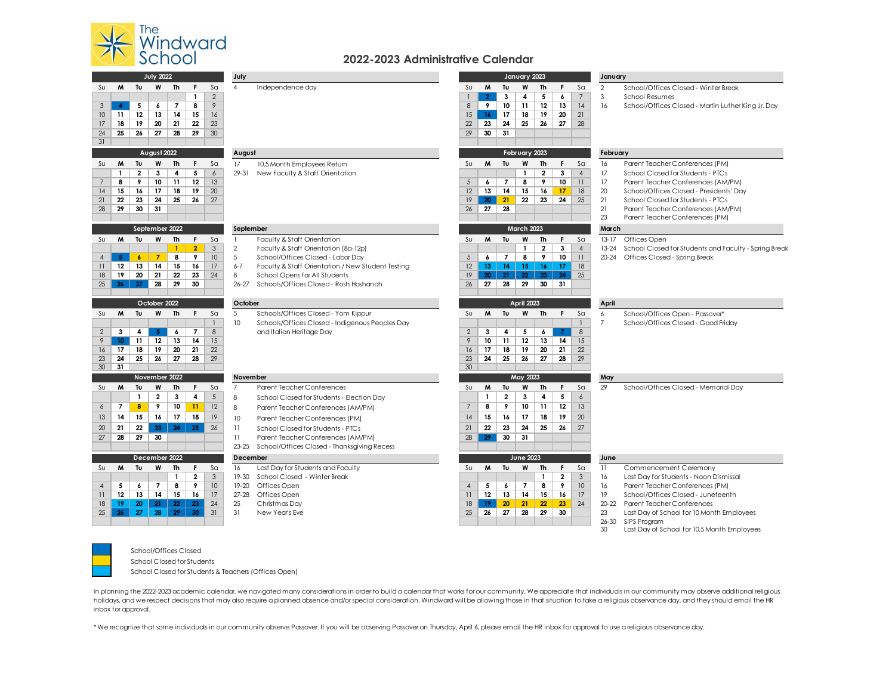The Windward School

# 2022-2023 Administrative Calendar

## July 2022

| Su | M | Tu | W | Th | F | Sa |
|---|---|---|---|---|---|---|
| | | | | | 1 | 2 |
| 3 | 4 | 5 | 6 | 7 | 8 | 9 |
| 10 | 11 | 12 | 13 | 14 | 15 | 16 |
| 17 | 18 | 19 | 20 | 21 | 22 | 23 |
| 24 | 25 | 26 | 27 | 28 | 29 | 30 |
| 31 | | | | | | |

**July**

- 4 Independence day

## August 2022

| Su | M | Tu | W | Th | F | Sa |
|---|---|---|---|---|---|---|
| | 1 | 2 | 3 | 4 | 5 | 6 |
| 7 | 8 | 9 | 10 | 11 | 12 | 13 |
| 14 | 15 | 16 | 17 | 18 | 19 | 20 |
| 21 | 22 | 23 | 24 | 25 | 26 | 27 |
| 28 | 29 | 30 | 31 | | | |

**August**

- 17 10.5 Month Employees Return
- 29-31 New Faculty & Staff Orientation

## September 2022

| Su | M | Tu | W | Th | F | Sa |
|---|---|---|---|---|---|---|
| | | | | 1 | 2 | 3 |
| 4 | 5 | 6 | 7 | 8 | 9 | 10 |
| 11 | 12 | 13 | 14 | 15 | 16 | 17 |
| 18 | 19 | 20 | 21 | 22 | 23 | 24 |
| 25 | 26 | 27 | 28 | 29 | 30 | |

**September**

- 1 Faculty & Staff Orientation
- 2 Faculty & Staff Orientation (8a-12p)
- 5 School/Offices Closed - Labor Day
- 6-7 Faculty & Staff Orientation / New Student Testing
- 8 School Opens for All Students
- 26-27 Schools/Offices Closed - Rosh Hashanah

## October 2022

| Su | M | Tu | W | Th | F | Sa |
|---|---|---|---|---|---|---|
| | | | | | | 1 |
| 2 | 3 | 4 | 5 | 6 | 7 | 8 |
| 9 | 10 | 11 | 12 | 13 | 14 | 15 |
| 16 | 17 | 18 | 19 | 20 | 21 | 22 |
| 23 | 24 | 25 | 26 | 27 | 28 | 29 |
| 30 | 31 | | | | | |

**October**

- 5 Schools/Offices Closed - Yom Kippur
- 10 Schools/Offices Closed - Indigenous Peoples Day and Italian Heritage Day

## November 2022

| Su | M | Tu | W | Th | F | Sa |
|---|---|---|---|---|---|---|
| | | 1 | 2 | 3 | 4 | 5 |
| 6 | 7 | 8 | 9 | 10 | 11 | 12 |
| 13 | 14 | 15 | 16 | 17 | 18 | 19 |
| 20 | 21 | 22 | 23 | 24 | 25 | 26 |
| 27 | 28 | 29 | 30 | | | |

**November**

- 7 Parent Teacher Conferences
- 8 School Closed for Students - Election Day
- 8 Parent Teacher Conferences (AM/PM)
- 10 Parent Teacher Conferences (PM)
- 11 School Closed for Students - PTCs
- 11 Parent Teacher Conferences (AM/PM)
- 23-25 School/Offices Closed - Thanksgiving Recess

## December 2022

| Su | M | Tu | W | Th | F | Sa |
|---|---|---|---|---|---|---|
| | | | | 1 | 2 | 3 |
| 4 | 5 | 6 | 7 | 8 | 9 | 10 |
| 11 | 12 | 13 | 14 | 15 | 16 | 17 |
| 18 | 19 | 20 | 21 | 22 | 23 | 24 |
| 25 | 26 | 27 | 28 | 29 | 30 | 31 |

**December**

- 16 Last Day for Students and Faculty
- 19-30 School Closed - Winter Break
- 19-20 Offices Open
- 27-28 Offices Open
- 25 Christmas Day
- 31 New Year's Eve

## January 2023

| Su | M | Tu | W | Th | F | Sa |
|---|---|---|---|---|---|---|
| 1 | 2 | 3 | 4 | 5 | 6 | 7 |
| 8 | 9 | 10 | 11 | 12 | 13 | 14 |
| 15 | 16 | 17 | 18 | 19 | 20 | 21 |
| 22 | 23 | 24 | 25 | 26 | 27 | 28 |
| 29 | 30 | 31 | | | | |

**January**

- 2 School/Offices Closed - Winter Break
- 3 School Resumes
- 16 School/Offices Closed - Martin Luther King Jr. Day

## February 2023

| Su | M | Tu | W | Th | F | Sa |
|---|---|---|---|---|---|---|
| | | | 1 | 2 | 3 | 4 |
| 5 | 6 | 7 | 8 | 9 | 10 | 11 |
| 12 | 13 | 14 | 15 | 16 | 17 | 18 |
| 19 | 20 | 21 | 22 | 23 | 24 | 25 |
| 26 | 27 | 28 | | | | |

**February**

- 16 Parent Teacher Conferences (PM)
- 17 School Closed for Students - PTCs
- 17 Parent Teacher Conferences (AM/PM)
- 20 School/Offices Closed - Presidents' Day
- 21 School Closed for Students - PTCs
- 21 Parent Teacher Conferences (AM/PM)
- 23 Parent Teacher Conferences (PM)

## March 2023

| Su | M | Tu | W | Th | F | Sa |
|---|---|---|---|---|---|---|
| | | | 1 | 2 | 3 | 4 |
| 5 | 6 | 7 | 8 | 9 | 10 | 11 |
| 12 | 13 | 14 | 15 | 16 | 17 | 18 |
| 19 | 20 | 21 | 22 | 23 | 24 | 25 |
| 26 | 27 | 28 | 29 | 30 | 31 | |

**March**

- 13-17 Offices Open
- 13-24 School Closed for Students and Faculty - Spring Break
- 20-24 Offices Closed - Spring Break

## April 2023

| Su | M | Tu | W | Th | F | Sa |
|---|---|---|---|---|---|---|
| | | | | | | 1 |
| 2 | 3 | 4 | 5 | 6 | 7 | 8 |
| 9 | 10 | 11 | 12 | 13 | 14 | 15 |
| 16 | 17 | 18 | 19 | 20 | 21 | 22 |
| 23 | 24 | 25 | 26 | 27 | 28 | 29 |
| 30 | | | | | | |

**April**

- 6 School/Offices Open - Passover*
- 7 School/Offices Closed - Good Friday

## May 2023

| Su | M | Tu | W | Th | F | Sa |
|---|---|---|---|---|---|---|
| | 1 | 2 | 3 | 4 | 5 | 6 |
| 7 | 8 | 9 | 10 | 11 | 12 | 13 |
| 14 | 15 | 16 | 17 | 18 | 19 | 20 |
| 21 | 22 | 23 | 24 | 25 | 26 | 27 |
| 28 | 29 | 30 | 31 | | | |

**May**

- 29 School/Offices Closed - Memorial Day

## June 2023

| Su | M | Tu | W | Th | F | Sa |
|---|---|---|---|---|---|---|
| | | | | 1 | 2 | 3 |
| 4 | 5 | 6 | 7 | 8 | 9 | 10 |
| 11 | 12 | 13 | 14 | 15 | 16 | 17 |
| 18 | 19 | 20 | 21 | 22 | 23 | 24 |
| 25 | 26 | 27 | 28 | 29 | 30 | |

**June**

- 11 Commencement Ceremony
- 16 Last Day for Students - Noon Dismissal
- 16 Parent Teacher Conferences (PM)
- 19 School/Offices Closed - Juneteenth
- 20-22 Parent Teacher Conferences
- 23 Last Day of School for 10 Month Employees
- 26-30 SIPS Program
- 30 Last Day of School for 10.5 Month Employees

**Legend:**

- School/Offices Closed
- School Closed for Students
- School Closed for Students & Teachers (Offices Open)

In planning the 2022-2023 academic calendar, we navigated many considerations in order to build a calendar that works for our community. We appreciate that individuals in our community may observe additional religious holidays, and we respect decisions that may also require a planned absence and/or special consideration. Windward will be allowing those in that situation to take a religious observance day, and they should email the HR inbox for approval.

* We recognize that some individuals in our community observe Passover. If you will be observing Passover on Thursday, April 6, please email the HR inbox for approval to use a religious observance day.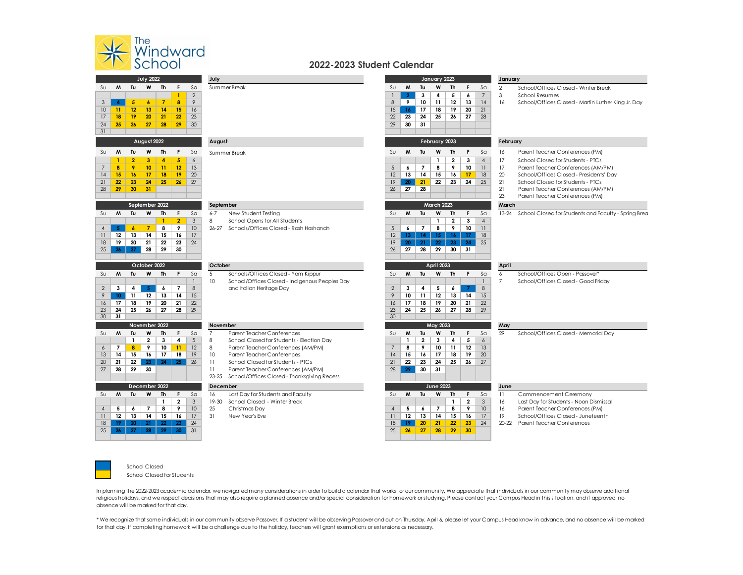The Windward School

# 2022-2023 Student Calendar

## July 2022

| Su | M | Tu | W | Th | F | Sa |
|---|---|---|---|---|---|---|
| | | | | | 1 | 2 |
| 3 | 4 | 5 | 6 | 7 | 8 | 9 |
| 10 | 11 | 12 | 13 | 14 | 15 | 16 |
| 17 | 18 | 19 | 20 | 21 | 22 | 23 |
| 24 | 25 | 26 | 27 | 28 | 29 | 30 |
| 31 | | | | | | |

**July**

Summer Break

## August 2022

| Su | M | Tu | W | Th | F | Sa |
|---|---|---|---|---|---|---|
| | 1 | 2 | 3 | 4 | 5 | 6 |
| 7 | 8 | 9 | 10 | 11 | 12 | 13 |
| 14 | 15 | 16 | 17 | 18 | 19 | 20 |
| 21 | 22 | 23 | 24 | 25 | 26 | 27 |
| 28 | 29 | 30 | 31 | | | |

**August**

Summer Break

## September 2022

| Su | M | Tu | W | Th | F | Sa |
|---|---|---|---|---|---|---|
| | | | | 1 | 2 | 3 |
| 4 | 5 | 6 | 7 | 8 | 9 | 10 |
| 11 | 12 | 13 | 14 | 15 | 16 | 17 |
| 18 | 19 | 20 | 21 | 22 | 23 | 24 |
| 25 | 26 | 27 | 28 | 29 | 30 | |

**September**

- 6-7 New Student Testing
- 8 School Opens for All Students
- 26-27 Schools/Offices Closed - Rosh Hashanah

## October 2022

| Su | M | Tu | W | Th | F | Sa |
|---|---|---|---|---|---|---|
| | | | | | | 1 |
| 2 | 3 | 4 | 5 | 6 | 7 | 8 |
| 9 | 10 | 11 | 12 | 13 | 14 | 15 |
| 16 | 17 | 18 | 19 | 20 | 21 | 22 |
| 23 | 24 | 25 | 26 | 27 | 28 | 29 |
| 30 | 31 | | | | | |

**October**

- 5 Schools/Offices Closed - Yom Kippur
- 10 School/Offices Closed - Indigenous Peoples Day and Italian Heritage Day

## November 2022

| Su | M | Tu | W | Th | F | Sa |
|---|---|---|---|---|---|---|
| | | 1 | 2 | 3 | 4 | 5 |
| 6 | 7 | 8 | 9 | 10 | 11 | 12 |
| 13 | 14 | 15 | 16 | 17 | 18 | 19 |
| 20 | 21 | 22 | 23 | 24 | 25 | 26 |
| 27 | 28 | 29 | 30 | | | |

**November**

- 7 Parent Teacher Conferences
- 8 School Closed for Students - Election Day
- 8 Parent Teacher Conferences (AM/PM)
- 10 Parent Teacher Conferences
- 11 School Closed for Students - PTCs
- 11 Parent Teacher Conferences (AM/PM)
- 23-25 School/Offices Closed - Thanksgiving Recess

## December 2022

| Su | M | Tu | W | Th | F | Sa |
|---|---|---|---|---|---|---|
| | | | | 1 | 2 | 3 |
| 4 | 5 | 6 | 7 | 8 | 9 | 10 |
| 11 | 12 | 13 | 14 | 15 | 16 | 17 |
| 18 | 19 | 20 | 21 | 22 | 23 | 24 |
| 25 | 26 | 27 | 28 | 29 | 30 | 31 |

**December**

- 16 Last Day for Students and Faculty
- 19-30 School Closed - Winter Break
- 25 Christmas Day
- 31 New Year's Eve

## January 2023

| Su | M | Tu | W | Th | F | Sa |
|---|---|---|---|---|---|---|
| 1 | 2 | 3 | 4 | 5 | 6 | 7 |
| 8 | 9 | 10 | 11 | 12 | 13 | 14 |
| 15 | 16 | 17 | 18 | 19 | 20 | 21 |
| 22 | 23 | 24 | 25 | 26 | 27 | 28 |
| 29 | 30 | 31 | | | | |

**January**

- 2 School/Offices Closed - Winter Break
- 3 School Resumes
- 16 School/Offices Closed - Martin Luther King Jr. Day

## February 2023

| Su | M | Tu | W | Th | F | Sa |
|---|---|---|---|---|---|---|
| | | | 1 | 2 | 3 | 4 |
| 5 | 6 | 7 | 8 | 9 | 10 | 11 |
| 12 | 13 | 14 | 15 | 16 | 17 | 18 |
| 19 | 20 | 21 | 22 | 23 | 24 | 25 |
| 26 | 27 | 28 | | | | |

**February**

- 16 Parent Teacher Conferences (PM)
- 17 School Closed for Students - PTCs
- 17 Parent Teacher Conferences (AM/PM)
- 20 School/Offices Closed - Presidents' Day
- 21 School Closed for Students - PTCs
- 21 Parent Teacher Conferences (AM/PM)
- 23 Parent Teacher Conferences (PM)

## March 2023

| Su | M | Tu | W | Th | F | Sa |
|---|---|---|---|---|---|---|
| | | | 1 | 2 | 3 | 4 |
| 5 | 6 | 7 | 8 | 9 | 10 | 11 |
| 12 | 13 | 14 | 15 | 16 | 17 | 18 |
| 19 | 20 | 21 | 22 | 23 | 24 | 25 |
| 26 | 27 | 28 | 29 | 30 | 31 | |

**March**

- 13-24 School Closed for Students and Faculty - Spring Brea

## April 2023

| Su | M | Tu | W | Th | F | Sa |
|---|---|---|---|---|---|---|
| | | | | | | 1 |
| 2 | 3 | 4 | 5 | 6 | 7 | 8 |
| 9 | 10 | 11 | 12 | 13 | 14 | 15 |
| 16 | 17 | 18 | 19 | 20 | 21 | 22 |
| 23 | 24 | 25 | 26 | 27 | 28 | 29 |
| 30 | | | | | | |

**April**

- 6 School/Offices Open - Passover*
- 7 School/Offices Closed - Good Friday

## May 2023

| Su | M | Tu | W | Th | F | Sa |
|---|---|---|---|---|---|---|
| | 1 | 2 | 3 | 4 | 5 | 6 |
| 7 | 8 | 9 | 10 | 11 | 12 | 13 |
| 14 | 15 | 16 | 17 | 18 | 19 | 20 |
| 21 | 22 | 23 | 24 | 25 | 26 | 27 |
| 28 | 29 | 30 | 31 | | | |

**May**

- 29 School/Offices Closed - Memorial Day

## June 2023

| Su | M | Tu | W | Th | F | Sa |
|---|---|---|---|---|---|---|
| | | | | 1 | 2 | 3 |
| 4 | 5 | 6 | 7 | 8 | 9 | 10 |
| 11 | 12 | 13 | 14 | 15 | 16 | 17 |
| 18 | 19 | 20 | 21 | 22 | 23 | 24 |
| 25 | 26 | 27 | 28 | 29 | 30 | |

**June**

- 11 Commencement Ceremony
- 16 Last Day for Students - Noon Dismissal
- 16 Parent Teacher Conferences (PM)
- 19 School/Offices Closed - Juneteenth
- 20-22 Parent Teacher Conferences

**Legend:**

- Blue: School Closed
- Yellow: School Closed for Students

In planning the 2022-2023 academic calendar, we navigated many considerations in order to build a calendar that works for our community. We appreciate that individuals in our community may observe additional religious holidays, and we respect decisions that may also require a planned absence and/or special consideration for homework or studying. Please contact your Campus Head in this situation, and if approved, no absence will be marked for that day.

* We recognize that some individuals in our community observe Passover. If a student will be observing Passover and out on Thursday, April 6, please let your Campus Head know in advance, and no absence will be marked for that day. If completing homework will be a challenge due to the holiday, teachers will grant exemptions or extensions as necessary.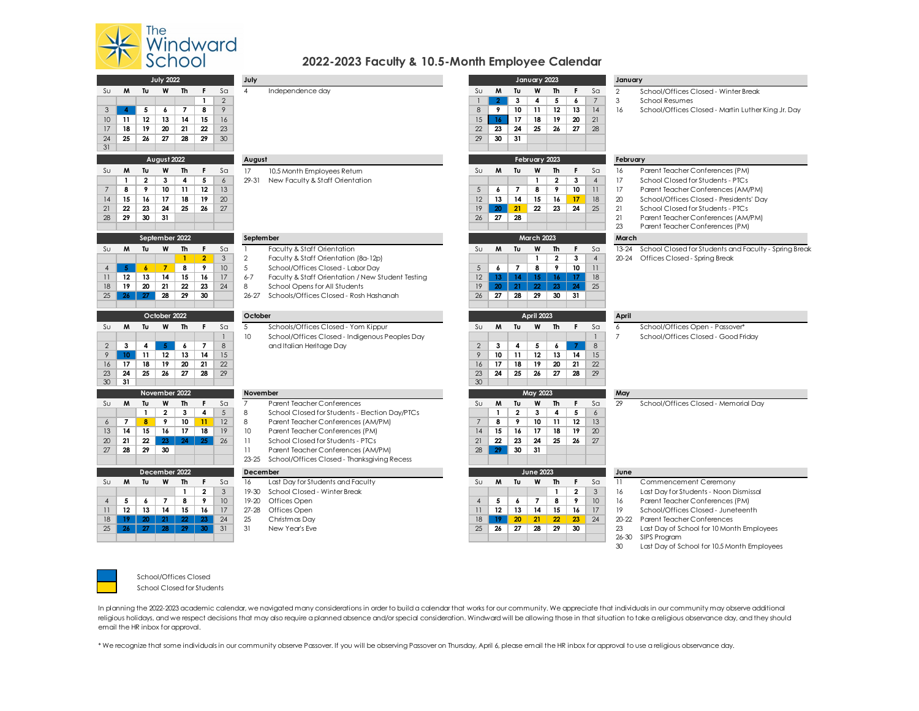# The Windward School

## 2022-2023 Faculty & 10.5-Month Employee Calendar

### July 2022

| Su | M | Tu | W | Th | F | Sa |
|---|---|---|---|---|---|---|
| | | | | | 1 | 2 |
| 3 | 4 | 5 | 6 | 7 | 8 | 9 |
| 10 | 11 | 12 | 13 | 14 | 15 | 16 |
| 17 | 18 | 19 | 20 | 21 | 22 | 23 |
| 24 | 25 | 26 | 27 | 28 | 29 | 30 |
| 31 | | | | | | |

**July**

- 4 — Independence day

### August 2022

| Su | M | Tu | W | Th | F | Sa |
|---|---|---|---|---|---|---|
| | 1 | 2 | 3 | 4 | 5 | 6 |
| 7 | 8 | 9 | 10 | 11 | 12 | 13 |
| 14 | 15 | 16 | 17 | 18 | 19 | 20 |
| 21 | 22 | 23 | 24 | 25 | 26 | 27 |
| 28 | 29 | 30 | 31 | | | |

**August**

- 17 — 10.5 Month Employees Return
- 29-31 — New Faculty & Staff Orientation

### September 2022

| Su | M | Tu | W | Th | F | Sa |
|---|---|---|---|---|---|---|
| | | | | 1 | 2 | 3 |
| 4 | 5 | 6 | 7 | 8 | 9 | 10 |
| 11 | 12 | 13 | 14 | 15 | 16 | 17 |
| 18 | 19 | 20 | 21 | 22 | 23 | 24 |
| 25 | 26 | 27 | 28 | 29 | 30 | |

**September**

- 1 — Faculty & Staff Orientation
- 2 — Faculty & Staff Orientation (8a-12p)
- 5 — School/Offices Closed - Labor Day
- 6-7 — Faculty & Staff Orientation / New Student Testing
- 8 — School Opens for All Students
- 26-27 — Schools/Offices Closed - Rosh Hashanah

### October 2022

| Su | M | Tu | W | Th | F | Sa |
|---|---|---|---|---|---|---|
| | | | | | | 1 |
| 2 | 3 | 4 | 5 | 6 | 7 | 8 |
| 9 | 10 | 11 | 12 | 13 | 14 | 15 |
| 16 | 17 | 18 | 19 | 20 | 21 | 22 |
| 23 | 24 | 25 | 26 | 27 | 28 | 29 |
| 30 | 31 | | | | | |

**October**

- 5 — Schools/Offices Closed - Yom Kippur
- 10 — School/Offices Closed - Indigenous Peoples Day and Italian Heritage Day

### November 2022

| Su | M | Tu | W | Th | F | Sa |
|---|---|---|---|---|---|---|
| | | 1 | 2 | 3 | 4 | 5 |
| 6 | 7 | 8 | 9 | 10 | 11 | 12 |
| 13 | 14 | 15 | 16 | 17 | 18 | 19 |
| 20 | 21 | 22 | 23 | 24 | 25 | 26 |
| 27 | 28 | 29 | 30 | | | |

**November**

- 7 — Parent Teacher Conferences
- 8 — School Closed for Students - Election Day/PTCs
- 8 — Parent Teacher Conferences (AM/PM)
- 10 — Parent Teacher Conferences (PM)
- 11 — School Closed for Students - PTCs
- 11 — Parent Teacher Conferences (AM/PM)
- 23-25 — School/Offices Closed - Thanksgiving Recess

### December 2022

| Su | M | Tu | W | Th | F | Sa |
|---|---|---|---|---|---|---|
| | | | | 1 | 2 | 3 |
| 4 | 5 | 6 | 7 | 8 | 9 | 10 |
| 11 | 12 | 13 | 14 | 15 | 16 | 17 |
| 18 | 19 | 20 | 21 | 22 | 23 | 24 |
| 25 | 26 | 27 | 28 | 29 | 30 | 31 |

**December**

- 16 — Last Day for Students and Faculty
- 19-30 — School Closed - Winter Break
- 19-20 — Offices Open
- 27-28 — Offices Open
- 25 — Christmas Day
- 31 — New Year's Eve

### January 2023

| Su | M | Tu | W | Th | F | Sa |
|---|---|---|---|---|---|---|
| 1 | 2 | 3 | 4 | 5 | 6 | 7 |
| 8 | 9 | 10 | 11 | 12 | 13 | 14 |
| 15 | 16 | 17 | 18 | 19 | 20 | 21 |
| 22 | 23 | 24 | 25 | 26 | 27 | 28 |
| 29 | 30 | 31 | | | | |

**January**

- 2 — School/Offices Closed - Winter Break
- 3 — School Resumes
- 16 — School/Offices Closed - Martin Luther King Jr. Day

### February 2023

| Su | M | Tu | W | Th | F | Sa |
|---|---|---|---|---|---|---|
| | | | 1 | 2 | 3 | 4 |
| 5 | 6 | 7 | 8 | 9 | 10 | 11 |
| 12 | 13 | 14 | 15 | 16 | 17 | 18 |
| 19 | 20 | 21 | 22 | 23 | 24 | 25 |
| 26 | 27 | 28 | | | | |

**February**

- 16 — Parent Teacher Conferences (PM)
- 17 — School Closed for Students - PTCs
- 17 — Parent Teacher Conferences (AM/PM)
- 20 — School/Offices Closed - Presidents' Day
- 21 — School Closed for Students - PTCs
- 21 — Parent Teacher Conferences (AM/PM)
- 23 — Parent Teacher Conferences (PM)

### March 2023

| Su | M | Tu | W | Th | F | Sa |
|---|---|---|---|---|---|---|
| 5 | 6 | 7 | 8 | 9 | 10 | 11 |
| 12 | 13 | 14 | 15 | 16 | 17 | 18 |
| 19 | 20 | 21 | 22 | 23 | 24 | 25 |
| 26 | 27 | 28 | 29 | 30 | 31 | |

**March**

- 13-24 — School Closed for Students and Faculty - Spring Break
- 20-24 — Offices Closed - Spring Break

### April 2023

| Su | M | Tu | W | Th | F | Sa |
|---|---|---|---|---|---|---|
| | | | | | | 1 |
| 2 | 3 | 4 | 5 | 6 | 7 | 8 |
| 9 | 10 | 11 | 12 | 13 | 14 | 15 |
| 16 | 17 | 18 | 19 | 20 | 21 | 22 |
| 23 | 24 | 25 | 26 | 27 | 28 | 29 |
| 30 | | | | | | |

**April**

- 6 — School/Offices Open - Passover*
- 7 — School/Offices Closed - Good Friday

### May 2023

| Su | M | Tu | W | Th | F | Sa |
|---|---|---|---|---|---|---|
| | 1 | 2 | 3 | 4 | 5 | 6 |
| 7 | 8 | 9 | 10 | 11 | 12 | 13 |
| 14 | 15 | 16 | 17 | 18 | 19 | 20 |
| 21 | 22 | 23 | 24 | 25 | 26 | 27 |
| 28 | 29 | 30 | 31 | | | |

**May**

- 29 — School/Offices Closed - Memorial Day

### June 2023

| Su | M | Tu | W | Th | F | Sa |
|---|---|---|---|---|---|---|
| | | | | 1 | 2 | 3 |
| 4 | 5 | 6 | 7 | 8 | 9 | 10 |
| 11 | 12 | 13 | 14 | 15 | 16 | 17 |
| 18 | 19 | 20 | 21 | 22 | 23 | 24 |
| 25 | 26 | 27 | 28 | 29 | 30 | |

**June**

- 11 — Commencement Ceremony
- 16 — Last Day for Students - Noon Dismissal
- 16 — Parent Teacher Conferences (PM)
- 19 — School/Offices Closed - Juneteenth
- 20-22 — Parent Teacher Conferences
- 23 — Last Day of School for 10 Month Employees
- 26-30 — SIPS Program
- 30 — Last Day of School for 10.5 Month Employees

**Legend:**

- Blue: School/Offices Closed
- Yellow: School Closed for Students

In planning the 2022-2023 academic calendar, we navigated many considerations in order to build a calendar that works for our community. We appreciate that individuals in our community may observe additional religious holidays, and we respect decisions that may also require a planned absence and/or special consideration. Windward will be allowing those in that situation to take a religious observance day, and they should email the HR inbox for approval.

* We recognize that some individuals in our community observe Passover. If you will be observing Passover on Thursday, April 6, please email the HR inbox for approval to use a religious observance day.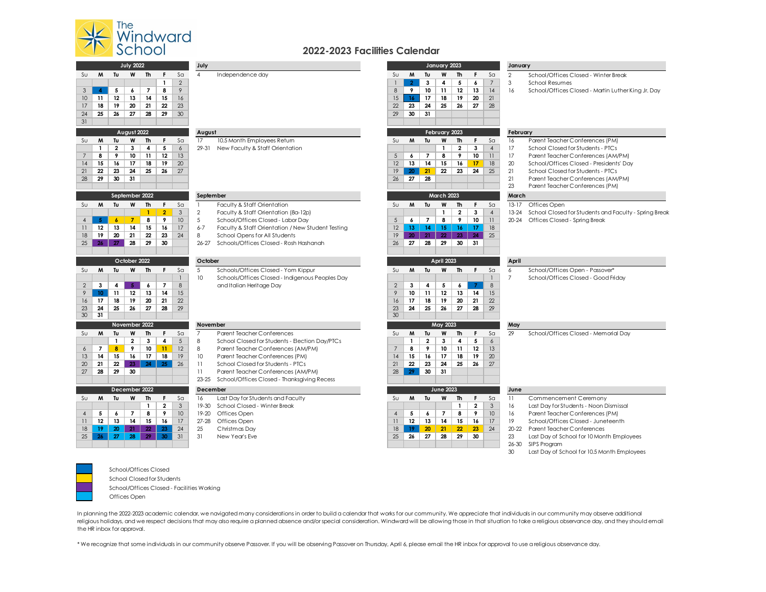The Windward School

# 2022-2023 Facilities Calendar

## July 2022

| Su | M | Tu | W | Th | F | Sa |
|---|---|---|---|---|---|---|
| | | | | | 1 | 2 |
| 3 | 4 | 5 | 6 | 7 | 8 | 9 |
| 10 | 11 | 12 | 13 | 14 | 15 | 16 |
| 17 | 18 | 19 | 20 | 21 | 22 | 23 |
| 24 | 25 | 26 | 27 | 28 | 29 | 30 |
| 31 | | | | | | |

**July**

- 4 — Independence day

## August 2022

| Su | M | Tu | W | Th | F | Sa |
|---|---|---|---|---|---|---|
| | 1 | 2 | 3 | 4 | 5 | 6 |
| 7 | 8 | 9 | 10 | 11 | 12 | 13 |
| 14 | 15 | 16 | 17 | 18 | 19 | 20 |
| 21 | 22 | 23 | 24 | 25 | 26 | 27 |
| 28 | 29 | 30 | 31 | | | |

**August**

- 17 — 10.5 Month Employees Return
- 29-31 — New Faculty & Staff Orientation

## September 2022

| Su | M | Tu | W | Th | F | Sa |
|---|---|---|---|---|---|---|
| | | | | 1 | 2 | 3 |
| 4 | 5 | 6 | 7 | 8 | 9 | 10 |
| 11 | 12 | 13 | 14 | 15 | 16 | 17 |
| 18 | 19 | 20 | 21 | 22 | 23 | 24 |
| 25 | 26 | 27 | 28 | 29 | 30 | |

**September**

- 1 — Faculty & Staff Orientation
- 2 — Faculty & Staff Orientation (8a-12p)
- 5 — School/Offices Closed - Labor Day
- 6-7 — Faculty & Staff Orientation / New Student Testing
- 8 — School Opens for All Students
- 26-27 — Schools/Offices Closed - Rosh Hashanah

## October 2022

| Su | M | Tu | W | Th | F | Sa |
|---|---|---|---|---|---|---|
| | | | | | | 1 |
| 2 | 3 | 4 | 5 | 6 | 7 | 8 |
| 9 | 10 | 11 | 12 | 13 | 14 | 15 |
| 16 | 17 | 18 | 19 | 20 | 21 | 22 |
| 23 | 24 | 25 | 26 | 27 | 28 | 29 |
| 30 | 31 | | | | | |

**October**

- 5 — Schools/Offices Closed - Yom Kippur
- 10 — Schools/Offices Closed - Indigenous Peoples Day and Italian Heritage Day

## November 2022

| Su | M | Tu | W | Th | F | Sa |
|---|---|---|---|---|---|---|
| | | 1 | 2 | 3 | 4 | 5 |
| 6 | 7 | 8 | 9 | 10 | 11 | 12 |
| 13 | 14 | 15 | 16 | 17 | 18 | 19 |
| 20 | 21 | 22 | 23 | 24 | 25 | 26 |
| 27 | 28 | 29 | 30 | | | |

**November**

- 7 — Parent Teacher Conferences
- 8 — School Closed for Students - Election Day/PTCs
- 8 — Parent Teacher Conferences (AM/PM)
- 10 — Parent Teacher Conferences (PM)
- 11 — School Closed for Students - PTCs
- 11 — Parent Teacher Conferences (AM/PM)
- 23-25 — School/Offices Closed - Thanksgiving Recess

## December 2022

| Su | M | Tu | W | Th | F | Sa |
|---|---|---|---|---|---|---|
| | | | | 1 | 2 | 3 |
| 4 | 5 | 6 | 7 | 8 | 9 | 10 |
| 11 | 12 | 13 | 14 | 15 | 16 | 17 |
| 18 | 19 | 20 | 21 | 22 | 23 | 24 |
| 25 | 26 | 27 | 28 | 29 | 30 | 31 |

**December**

- 16 — Last Day for Students and Faculty
- 19-30 — School Closed - Winter Break
- 19-20 — Offices Open
- 27-28 — Offices Open
- 25 — Christmas Day
- 31 — New Year's Eve

## January 2023

| Su | M | Tu | W | Th | F | Sa |
|---|---|---|---|---|---|---|
| 1 | 2 | 3 | 4 | 5 | 6 | 7 |
| 8 | 9 | 10 | 11 | 12 | 13 | 14 |
| 15 | 16 | 17 | 18 | 19 | 20 | 21 |
| 22 | 23 | 24 | 25 | 26 | 27 | 28 |
| 29 | 30 | 31 | | | | |

**January**

- 2 — School/Offices Closed - Winter Break
- 3 — School Resumes
- 16 — School/Offices Closed - Martin Luther King Jr. Day

## February 2023

| Su | M | Tu | W | Th | F | Sa |
|---|---|---|---|---|---|---|
| | | | 1 | 2 | 3 | 4 |
| 5 | 6 | 7 | 8 | 9 | 10 | 11 |
| 12 | 13 | 14 | 15 | 16 | 17 | 18 |
| 19 | 20 | 21 | 22 | 23 | 24 | 25 |
| 26 | 27 | 28 | | | | |

**February**

- 16 — Parent Teacher Conferences (PM)
- 17 — School Closed for Students - PTCs
- 17 — Parent Teacher Conferences (AM/PM)
- 20 — School/Offices Closed - Presidents' Day
- 21 — School Closed for Students - PTCs
- 21 — Parent Teacher Conferences (AM/PM)
- 23 — Parent Teacher Conferences (PM)

## March 2023

| Su | M | Tu | W | Th | F | Sa |
|---|---|---|---|---|---|---|
| | | | 1 | 2 | 3 | 4 |
| 5 | 6 | 7 | 8 | 9 | 10 | 11 |
| 12 | 13 | 14 | 15 | 16 | 17 | 18 |
| 19 | 20 | 21 | 22 | 23 | 24 | 25 |
| 26 | 27 | 28 | 29 | 30 | 31 | |

**March**

- 13-17 — Offices Open
- 13-24 — School Closed for Students and Faculty - Spring Break
- 20-24 — Offices Closed - Spring Break

## April 2023

| Su | M | Tu | W | Th | F | Sa |
|---|---|---|---|---|---|---|
| | | | | | | 1 |
| 2 | 3 | 4 | 5 | 6 | 7 | 8 |
| 9 | 10 | 11 | 12 | 13 | 14 | 15 |
| 16 | 17 | 18 | 19 | 20 | 21 | 22 |
| 23 | 24 | 25 | 26 | 27 | 28 | 29 |
| 30 | | | | | | |

**April**

- 6 — School/Offices Open - Passover*
- 7 — School/Offices Closed - Good Friday

## May 2023

| Su | M | Tu | W | Th | F | Sa |
|---|---|---|---|---|---|---|
| | 1 | 2 | 3 | 4 | 5 | 6 |
| 7 | 8 | 9 | 10 | 11 | 12 | 13 |
| 14 | 15 | 16 | 17 | 18 | 19 | 20 |
| 21 | 22 | 23 | 24 | 25 | 26 | 27 |
| 28 | 29 | 30 | 31 | | | |

**May**

- 29 — School/Offices Closed - Memorial Day

## June 2023

| Su | M | Tu | W | Th | F | Sa |
|---|---|---|---|---|---|---|
| | | | | 1 | 2 | 3 |
| 4 | 5 | 6 | 7 | 8 | 9 | 10 |
| 11 | 12 | 13 | 14 | 15 | 16 | 17 |
| 18 | 19 | 20 | 21 | 22 | 23 | 24 |
| 25 | 26 | 27 | 28 | 29 | 30 | |

**June**

- 11 — Commencement Ceremony
- 16 — Last Day for Students - Noon Dismissal
- 16 — Parent Teacher Conferences (PM)
- 19 — School/Offices Closed - Juneteenth
- 20-22 — Parent Teacher Conferences
- 23 — Last Day of School for 10 Month Employees
- 26-30 — SIPS Program
- 30 — Last Day of School for 10.5 Month Employees

**Legend**

- School/Offices Closed
- School Closed for Students
- School/Offices Closed - Facilities Working
- Offices Open

In planning the 2022-2023 academic calendar, we navigated many considerations in order to build a calendar that works for our community. We appreciate that individuals in our community may observe additional religious holidays, and we respect decisions that may also require a planned absence and/or special consideration. Windward will be allowing those in that situation to take a religious observance day, and they should email the HR inbox for approval.

* We recognize that some individuals in our community observe Passover. If you will be observing Passover on Thursday, April 6, please email the HR inbox for approval to use a religious observance day.